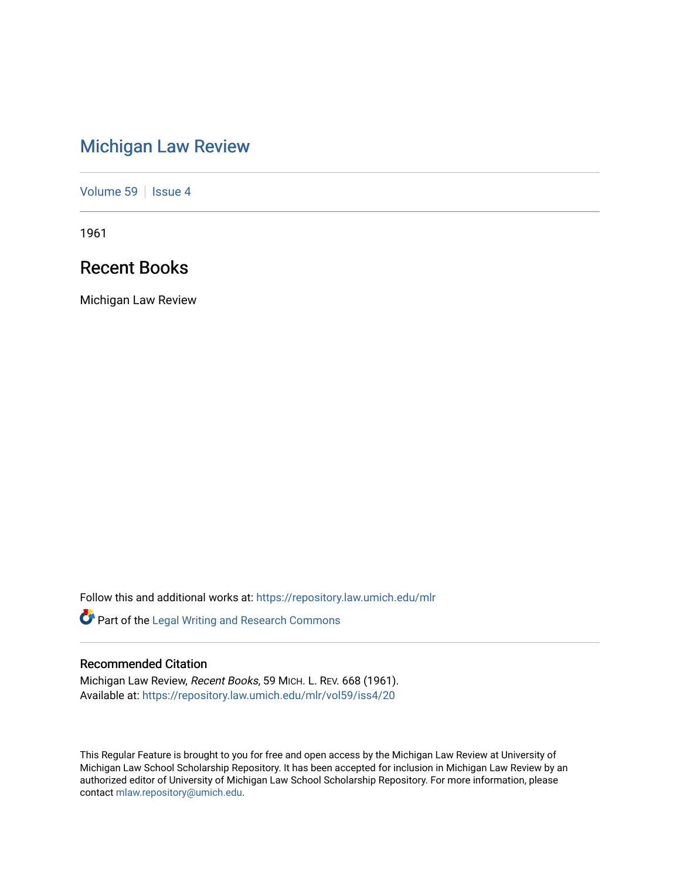# Michigan Law Review

Volume 59 | Issue 4

1961

## Recent Books

Michigan Law Review

Follow this and additional works at: https://repository.law.umich.edu/mlr

Part of the Legal Writing and Research Commons

### Recommended Citation

Michigan Law Review, *Recent Books*, 59 MICH. L. REV. 668 (1961).
Available at: https://repository.law.umich.edu/mlr/vol59/iss4/20

This Regular Feature is brought to you for free and open access by the Michigan Law Review at University of Michigan Law School Scholarship Repository. It has been accepted for inclusion in Michigan Law Review by an authorized editor of University of Michigan Law School Scholarship Repository. For more information, please contact mlaw.repository@umich.edu.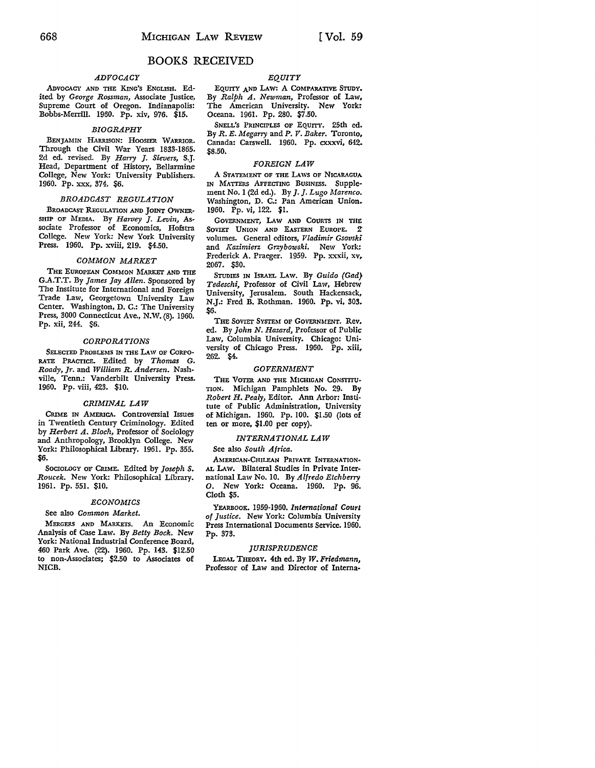# BOOKS RECEIVED

### *ADVOCACY*

ADVOCACY AND THE KING'S ENGLISH. Edited by *George Rossman,* Associate Justice, Supreme Court of Oregon. Indianapolis: Bobbs-Merrill. 1960. Pp. xiv, 976. $15.

### *BIOGRAPHY*

BENJAMIN HARRISON: HOOSIER WARRIOR. Through the Civil War Years 1833-1865. 2d ed. revised. By *Harry J. Sievers,* S.J. Head, Department of History, Bellarmine College, New York: University Publishers. 1960. Pp. xxx, 374. $6.

### *BROADCAST REGULATION*

BROADCAST REGULATION AND JOINT OWNERSHIP OF MEDIA. By *Harvey J. Levin,* Associate Professor of Economics, Hofstra College. New York: New York University Press. 1960. Pp. xviii, 219. $4.50.

### *COMMON MARKET*

THE EUROPEAN COMMON MARKET AND THE G.A.T.T. By *James Jay Allen.* Sponsored by The Institute for International and Foreign Trade Law, Georgetown University Law Center. Washington, D. C.: The University Press, 3000 Connecticut Ave., N.W. (8). 1960. Pp. xii, 244. $6.

### *CORPORATIONS*

SELECTED PROBLEMS IN THE LAW OF CORPORATE PRACTICE. Edited by *Thomas G. Roady, Jr.* and *William R. Andersen.* Nashville, Tenn.: Vanderbilt University Press. 1960. Pp. viii, 423. $10.

### *CRIMINAL LAW*

CRIME IN AMERICA. Controversial Issues in Twentieth Century Criminology. Edited by *Herbert A. Bloch,* Professor of Sociology and Anthropology, Brooklyn College. New York: Philosophical Library. 1961. Pp. 355. $6.

SOCIOLOGY OF CRIME. Edited by *Joseph S. Roucek.* New York: Philosophical Library. 1961. Pp. 551. $10.

### *ECONOMICS*

See also *Common Market.*

MERGERS AND MARKETS. An Economic Analysis of Case Law. By *Betty Bock.* New York: National Industrial Conference Board, 460 Park Ave. (22). 1960. Pp. 143. $12.50 to non-Associates; $2.50 to Associates of NICB.

### *EQUITY*

EQUITY AND LAW: A COMPARATIVE STUDY. By *Ralph A. Newman,* Professor of Law, The American University. New York: Oceana. 1961. Pp. 280. $7.50.

SNELL'S PRINCIPLES OF EQUITY. 25th ed. By *R. E. Megarry* and *P. V. Baker.* Toronto, Canada: Carswell. 1960. Pp. cxxxvi, 642. $8.50.

### *FOREIGN LAW*

A STATEMENT OF THE LAWS OF NICARAGUA IN MATTERS AFFECTING BUSINESS. Supplement No. 1 (2d ed.). By *J. J. Lugo Marenco.* Washington, D. C.: Pan American Union. 1960. Pp. vi, 122. $1.

GOVERNMENT, LAW AND COURTS IN THE SOVIET UNION AND EASTERN EUROPE. 2 volumes. General editors, *Vladimir Gsovski* and *Kazimierz Grzybowski.* New York: Frederick A. Praeger. 1959. Pp. xxxii, xv, 2067. $30.

STUDIES IN ISRAEL LAW. By *Guido (Gad) Tedeschi,* Professor of Civil Law, Hebrew University, Jerusalem. South Hackensack, N.J.: Fred B. Rothman. 1960. Pp. vi, 303. $6.

THE SOVIET SYSTEM OF GOVERNMENT. Rev. ed. By *John N. Hazard,* Professor of Public Law, Columbia University. Chicago: University of Chicago Press. 1960. Pp. xiii, 262. $4.

### *GOVERNMENT*

THE VOTER AND THE MICHIGAN CONSTITUTION. Michigan Pamphlets No. 29. By *Robert H. Pealy,* Editor. Ann Arbor: Institute of Public Administration, University of Michigan. 1960. Pp. 100. $1.50 (lots of ten or more, $1.00 per copy).

### *INTERNATIONAL LAW*

See also *South Africa.*

AMERICAN-CHILEAN PRIVATE INTERNATIONAL LAW. Bilateral Studies in Private International Law No. 10. By *Alfredo Etchberry O.* New York: Oceana. 1960. Pp. 96. Cloth $5.

YEARBOOK. 1959-1960. *International Court of Justice.* New York: Columbia University Press International Documents Service. 1960. Pp. 373.

### *JURISPRUDENCE*

LEGAL THEORY. 4th ed. By *W. Friedmann,* Professor of Law and Director of Interna-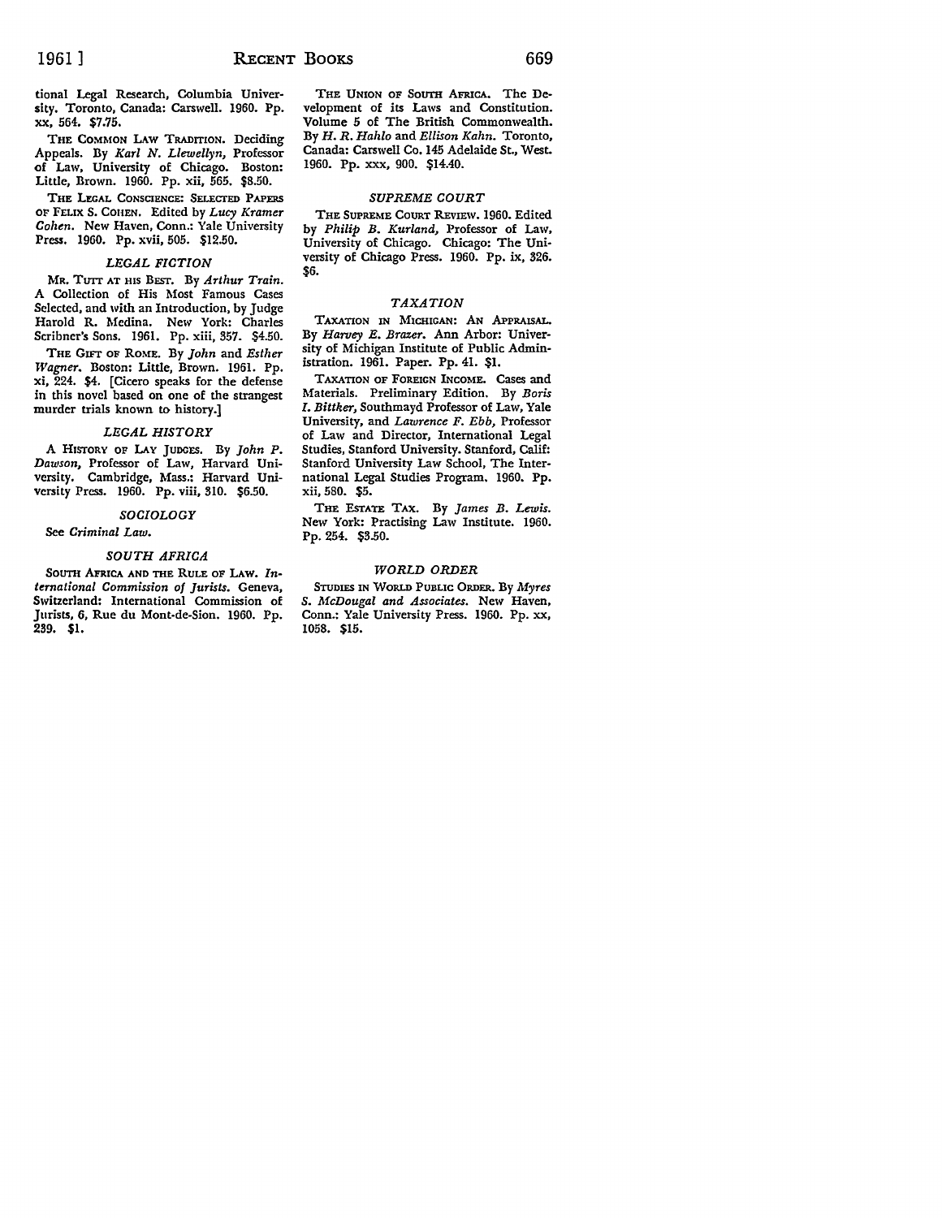tional Legal Research, Columbia University. Toronto, Canada: Carswell. 1960. Pp. xx, 564. $7.75.

THE COMMON LAW TRADITION. Deciding Appeals. By *Karl N. Llewellyn*, Professor of Law, University of Chicago. Boston: Little, Brown. 1960. Pp. xii, 565. $8.50.

THE LEGAL CONSCIENCE: SELECTED PAPERS OF FELIX S. COHEN. Edited by *Lucy Kramer Cohen*. New Haven, Conn.: Yale University Press. 1960. Pp. xvii, 505. $12.50.

### *LEGAL FICTION*

MR. TUTT AT HIS BEST. By *Arthur Train*. A Collection of His Most Famous Cases Selected, and with an Introduction, by Judge Harold R. Medina. New York: Charles Scribner's Sons. 1961. Pp. xiii, 357. $4.50.

THE GIFT OF ROME. By *John* and *Esther Wagner*. Boston: Little, Brown. 1961. Pp. xi, 224. $4. [Cicero speaks for the defense in this novel based on one of the strangest murder trials known to history.]

### *LEGAL HISTORY*

A HISTORY OF LAY JUDGES. By *John P. Dawson*, Professor of Law, Harvard University. Cambridge, Mass.: Harvard University Press. 1960. Pp. viii, 310. $6.50.

### *SOCIOLOGY*

See *Criminal Law*.

### *SOUTH AFRICA*

SOUTH AFRICA AND THE RULE OF LAW. *International Commission of Jurists*. Geneva, Switzerland: International Commission of Jurists, 6, Rue du Mont-de-Sion. 1960. Pp. 239. $1.

THE UNION OF SOUTH AFRICA. The Development of its Laws and Constitution. Volume 5 of The British Commonwealth. By *H. R. Hahlo* and *Ellison Kahn*. Toronto, Canada: Carswell Co. 145 Adelaide St., West. 1960. Pp. xxx, 900. $14.40.

### *SUPREME COURT*

THE SUPREME COURT REVIEW. 1960. Edited by *Philip B. Kurland*, Professor of Law, University of Chicago. Chicago: The University of Chicago Press. 1960. Pp. ix, 326. $6.

### *TAXATION*

TAXATION IN MICHIGAN: AN APPRAISAL. By *Harvey E. Brazer*. Ann Arbor: University of Michigan Institute of Public Administration. 1961. Paper. Pp. 41. $1.

TAXATION OF FOREIGN INCOME. Cases and Materials. Preliminary Edition. By *Boris I. Bittker*, Southmayd Professor of Law, Yale University, and *Lawrence F. Ebb*, Professor of Law and Director, International Legal Studies, Stanford University. Stanford, Calif: Stanford University Law School, The International Legal Studies Program. 1960. Pp. xii, 580. $5.

THE ESTATE TAX. By *James B. Lewis*. New York: Practising Law Institute. 1960. Pp. 254. $3.50.

### *WORLD ORDER*

STUDIES IN WORLD PUBLIC ORDER. By *Myres S. McDougal and Associates*. New Haven, Conn.: Yale University Press. 1960. Pp. xx, 1058. $15.